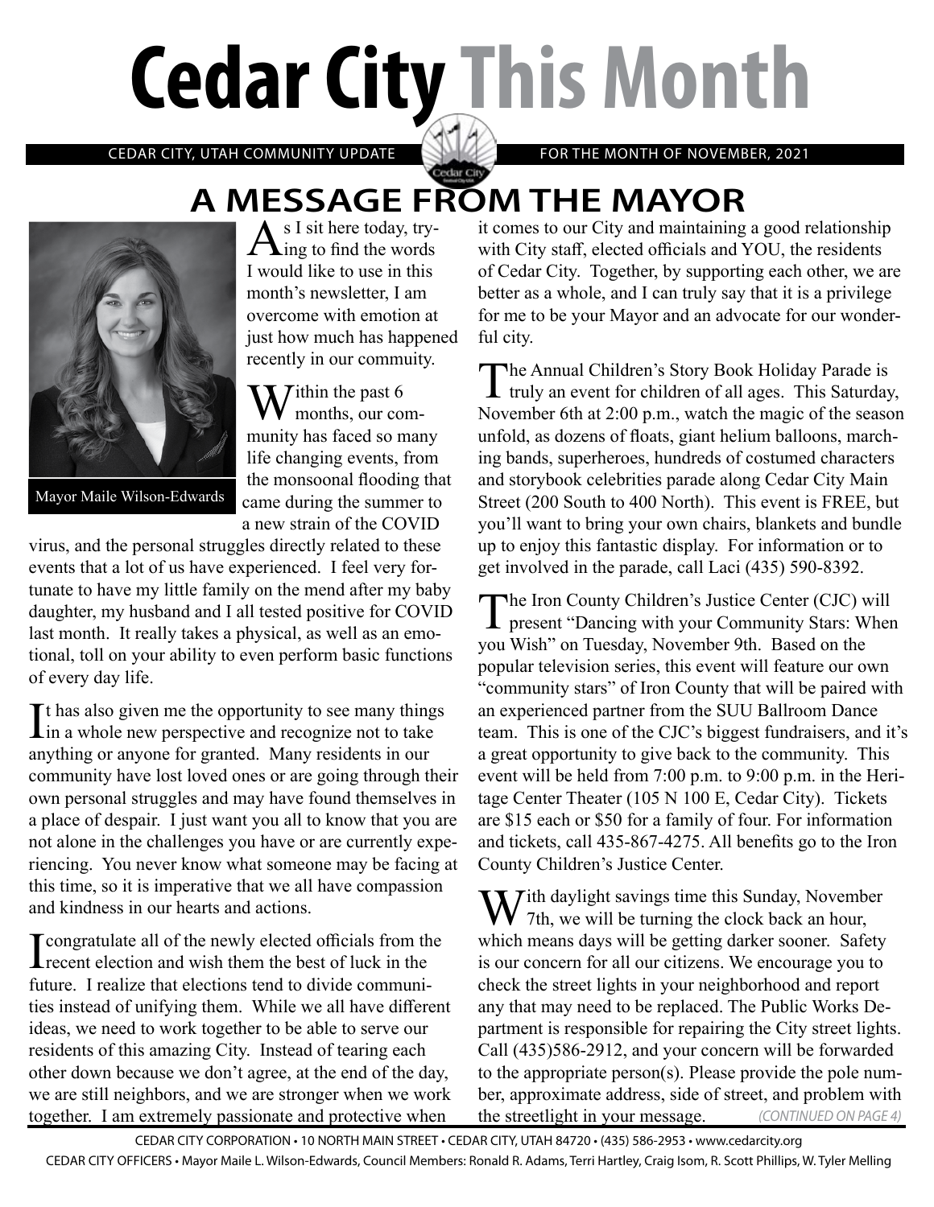# Cedar City This Month

CEDAR CITY, UTAH COMMUNITY UPDATE — FOR THE MONTH OF NOVEMBER, 2021

## A MESSAGE FROM THE MAYOR

Mayor Maile Wilson-Edwards

As I sit here today, trying to find the words I would like to use in this month's newsletter, I am overcome with emotion at just how much has happened recently in our commuity.

Within the past 6 months, our community has faced so many life changing events, from the monsoonal flooding that came during the summer to a new strain of the COVID virus, and the personal struggles directly related to these events that a lot of us have experienced. I feel very fortunate to have my little family on the mend after my baby daughter, my husband and I all tested positive for COVID last month. It really takes a physical, as well as an emotional, toll on your ability to even perform basic functions of every day life.

It has also given me the opportunity to see many things in a whole new perspective and recognize not to take anything or anyone for granted. Many residents in our community have lost loved ones or are going through their own personal struggles and may have found themselves in a place of despair. I just want you all to know that you are not alone in the challenges you have or are currently experiencing. You never know what someone may be facing at this time, so it is imperative that we all have compassion and kindness in our hearts and actions.

I congratulate all of the newly elected officials from the recent election and wish them the best of luck in the future. I realize that elections tend to divide communities instead of unifying them. While we all have different ideas, we need to work together to be able to serve our residents of this amazing City. Instead of tearing each other down because we don't agree, at the end of the day, we are still neighbors, and we are stronger when we work together. I am extremely passionate and protective when it comes to our City and maintaining a good relationship with City staff, elected officials and YOU, the residents of Cedar City. Together, by supporting each other, we are better as a whole, and I can truly say that it is a privilege for me to be your Mayor and an advocate for our wonderful city.

The Annual Children's Story Book Holiday Parade is truly an event for children of all ages. This Saturday, November 6th at 2:00 p.m., watch the magic of the season unfold, as dozens of floats, giant helium balloons, marching bands, superheroes, hundreds of costumed characters and storybook celebrities parade along Cedar City Main Street (200 South to 400 North). This event is FREE, but you'll want to bring your own chairs, blankets and bundle up to enjoy this fantastic display. For information or to get involved in the parade, call Laci (435) 590-8392.

The Iron County Children's Justice Center (CJC) will present "Dancing with your Community Stars: When you Wish" on Tuesday, November 9th. Based on the popular television series, this event will feature our own "community stars" of Iron County that will be paired with an experienced partner from the SUU Ballroom Dance team. This is one of the CJC's biggest fundraisers, and it's a great opportunity to give back to the community. This event will be held from 7:00 p.m. to 9:00 p.m. in the Heritage Center Theater (105 N 100 E, Cedar City). Tickets are $15 each or $50 for a family of four. For information and tickets, call 435-867-4275. All benefits go to the Iron County Children's Justice Center.

With daylight savings time this Sunday, November 7th, we will be turning the clock back an hour, which means days will be getting darker sooner. Safety is our concern for all our citizens. We encourage you to check the street lights in your neighborhood and report any that may need to be replaced. The Public Works Department is responsible for repairing the City street lights. Call (435)586-2912, and your concern will be forwarded to the appropriate person(s). Please provide the pole number, approximate address, side of street, and problem with the streetlight in your message. *(CONTINUED ON PAGE 4)*

CEDAR CITY CORPORATION • 10 NORTH MAIN STREET • CEDAR CITY, UTAH 84720 • (435) 586-2953 • www.cedarcity.org

CEDAR CITY OFFICERS • Mayor Maile L. Wilson-Edwards, Council Members: Ronald R. Adams, Terri Hartley, Craig Isom, R. Scott Phillips, W. Tyler Melling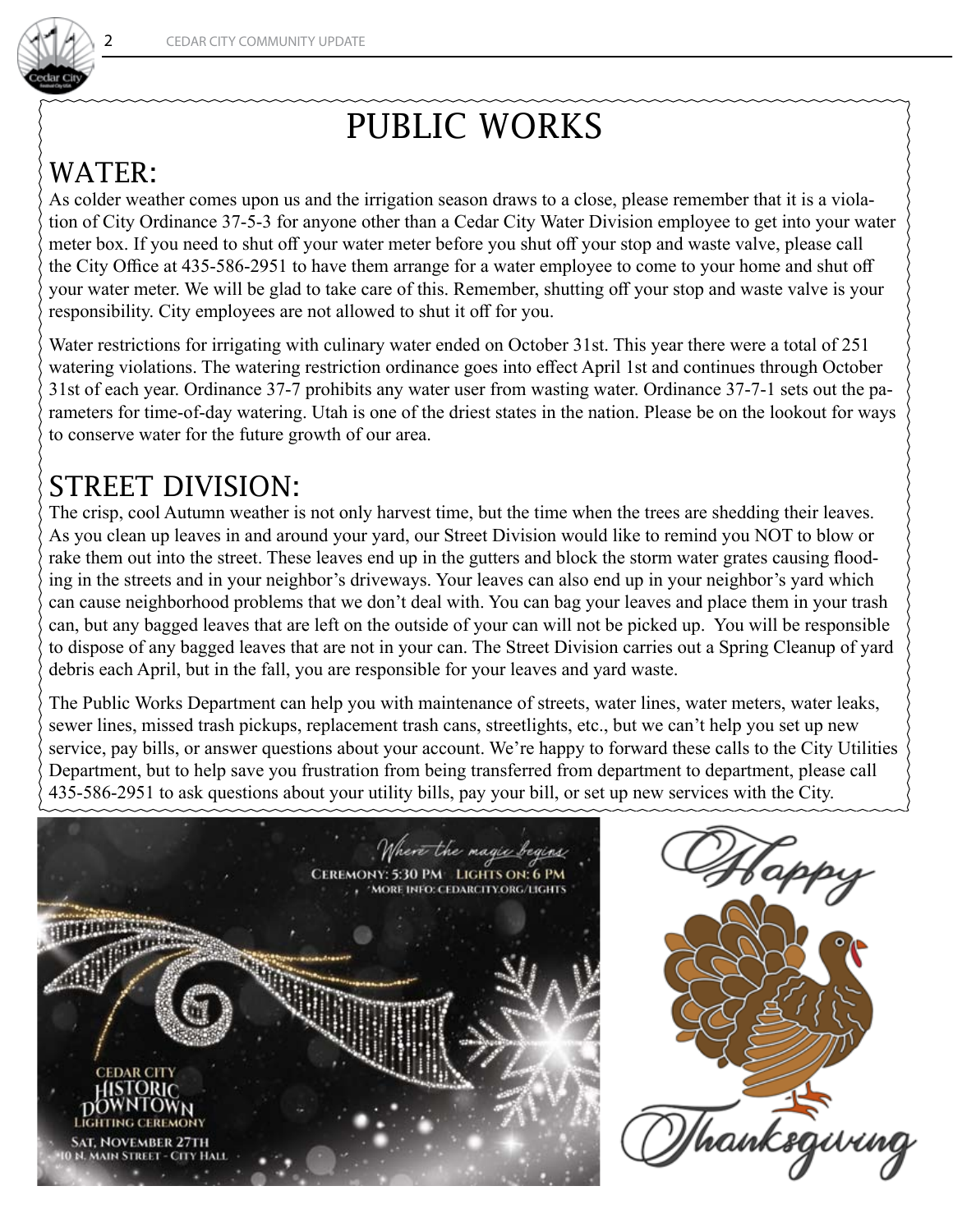# PUBLIC WORKS

## WATER:

As colder weather comes upon us and the irrigation season draws to a close, please remember that it is a violation of City Ordinance 37-5-3 for anyone other than a Cedar City Water Division employee to get into your water meter box. If you need to shut off your water meter before you shut off your stop and waste valve, please call the City Office at 435-586-2951 to have them arrange for a water employee to come to your home and shut off your water meter. We will be glad to take care of this. Remember, shutting off your stop and waste valve is your responsibility. City employees are not allowed to shut it off for you.

Water restrictions for irrigating with culinary water ended on October 31st. This year there were a total of 251 watering violations. The watering restriction ordinance goes into effect April 1st and continues through October 31st of each year. Ordinance 37-7 prohibits any water user from wasting water. Ordinance 37-7-1 sets out the parameters for time-of-day watering. Utah is one of the driest states in the nation. Please be on the lookout for ways to conserve water for the future growth of our area.

## STREET DIVISION:

The crisp, cool Autumn weather is not only harvest time, but the time when the trees are shedding their leaves. As you clean up leaves in and around your yard, our Street Division would like to remind you NOT to blow or rake them out into the street. These leaves end up in the gutters and block the storm water grates causing flooding in the streets and in your neighbor's driveways. Your leaves can also end up in your neighbor's yard which can cause neighborhood problems that we don't deal with. You can bag your leaves and place them in your trash can, but any bagged leaves that are left on the outside of your can will not be picked up. You will be responsible to dispose of any bagged leaves that are not in your can. The Street Division carries out a Spring Cleanup of yard debris each April, but in the fall, you are responsible for your leaves and yard waste.

The Public Works Department can help you with maintenance of streets, water lines, water meters, water leaks, sewer lines, missed trash pickups, replacement trash cans, streetlights, etc., but we can't help you set up new service, pay bills, or answer questions about your account. We're happy to forward these calls to the City Utilities Department, but to help save you frustration from being transferred from department to department, please call 435-586-2951 to ask questions about your utility bills, pay your bill, or set up new services with the City.

*Where the magic begins*

CEREMONY: 5:30 PM LIGHTS ON: 6 PM
MORE INFO: CEDARCITY.ORG/LIGHTS

CEDAR CITY HISTORIC DOWNTOWN LIGHTING CEREMONY
SAT, NOVEMBER 27TH
10 N. MAIN STREET - CITY HALL

*Happy Thanksgiving*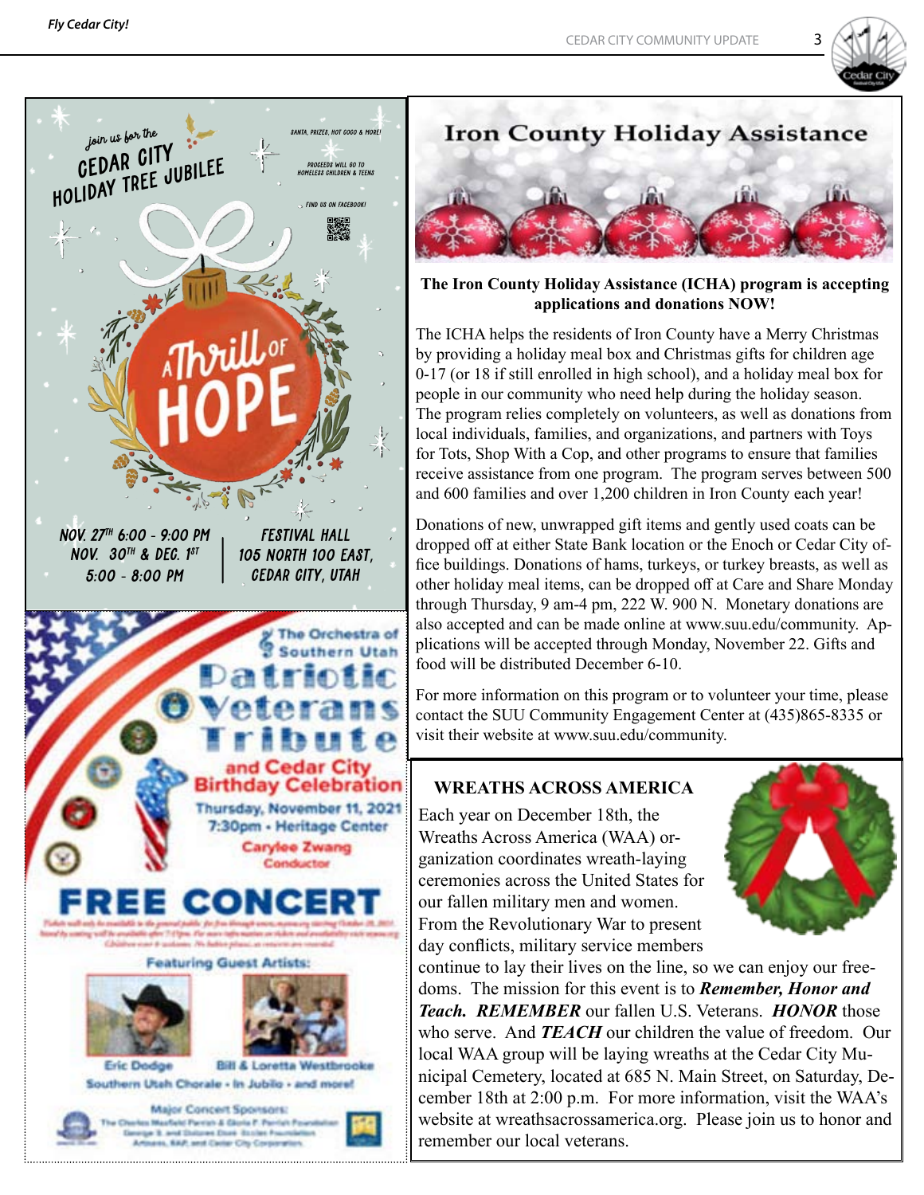join us for the

# CEDAR CITY HOLIDAY TREE JUBILEE

SANTA, PRIZES, HOT COCO & MORE!

PROCEEDS WILL GO TO HOMELESS CHILDREN & TEENS

FIND US ON FACEBOOK!

A Thrill of HOPE

NOV. 27TH 6:00 - 9:00 PM
NOV. 30TH & DEC. 1ST
5:00 - 8:00 PM

FESTIVAL HALL
105 NORTH 100 EAST,
CEDAR CITY, UTAH

The Orchestra of Southern Utah

# Patriotic Veterans Tribute and Cedar City Birthday Celebration

Thursday, November 11, 2021
7:30pm • Heritage Center

Carylee Zwang
Conductor

## FREE CONCERT

Featuring Guest Artists:

Eric Dodge

Bill & Loretta Westbrooke

Southern Utah Chorale • In Jubilo • and more!

Major Concert Sponsors:

# Iron County Holiday Assistance

**The Iron County Holiday Assistance (ICHA) program is accepting applications and donations NOW!**

The ICHA helps the residents of Iron County have a Merry Christmas by providing a holiday meal box and Christmas gifts for children age 0-17 (or 18 if still enrolled in high school), and a holiday meal box for people in our community who need help during the holiday season. The program relies completely on volunteers, as well as donations from local individuals, families, and organizations, and partners with Toys for Tots, Shop With a Cop, and other programs to ensure that families receive assistance from one program. The program serves between 500 and 600 families and over 1,200 children in Iron County each year!

Donations of new, unwrapped gift items and gently used coats can be dropped off at either State Bank location or the Enoch or Cedar City office buildings. Donations of hams, turkeys, or turkey breasts, as well as other holiday meal items, can be dropped off at Care and Share Monday through Thursday, 9 am-4 pm, 222 W. 900 N. Monetary donations are also accepted and can be made online at www.suu.edu/community. Applications will be accepted through Monday, November 22. Gifts and food will be distributed December 6-10.

For more information on this program or to volunteer your time, please contact the SUU Community Engagement Center at (435)865-8335 or visit their website at www.suu.edu/community.

## WREATHS ACROSS AMERICA

Each year on December 18th, the Wreaths Across America (WAA) organization coordinates wreath-laying ceremonies across the United States for our fallen military men and women. From the Revolutionary War to present day conflicts, military service members continue to lay their lives on the line, so we can enjoy our freedoms. The mission for this event is to ***Remember, Honor and Teach.*** ***REMEMBER*** our fallen U.S. Veterans. ***HONOR*** those who serve. And ***TEACH*** our children the value of freedom. Our local WAA group will be laying wreaths at the Cedar City Municipal Cemetery, located at 685 N. Main Street, on Saturday, December 18th at 2:00 p.m. For more information, visit the WAA's website at wreathsacrossamerica.org. Please join us to honor and remember our local veterans.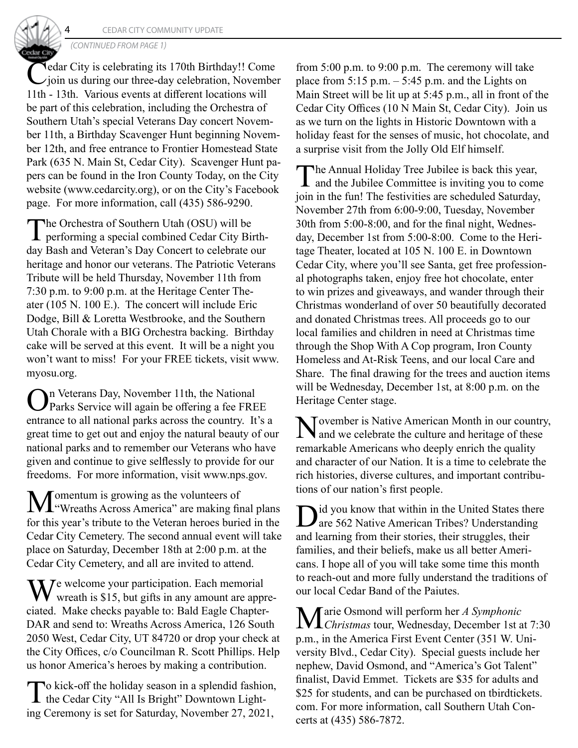*(CONTINUED FROM PAGE 1)*

Cedar City is celebrating its 170th Birthday!! Come join us during our three-day celebration, November 11th - 13th. Various events at different locations will be part of this celebration, including the Orchestra of Southern Utah's special Veterans Day concert November 11th, a Birthday Scavenger Hunt beginning November 12th, and free entrance to Frontier Homestead State Park (635 N. Main St, Cedar City). Scavenger Hunt papers can be found in the Iron County Today, on the City website (www.cedarcity.org), or on the City's Facebook page. For more information, call (435) 586-9290.

The Orchestra of Southern Utah (OSU) will be performing a special combined Cedar City Birthday Bash and Veteran's Day Concert to celebrate our heritage and honor our veterans. The Patriotic Veterans Tribute will be held Thursday, November 11th from 7:30 p.m. to 9:00 p.m. at the Heritage Center Theater (105 N. 100 E.). The concert will include Eric Dodge, Bill & Loretta Westbrooke, and the Southern Utah Chorale with a BIG Orchestra backing. Birthday cake will be served at this event. It will be a night you won't want to miss! For your FREE tickets, visit www.myosu.org.

On Veterans Day, November 11th, the National Parks Service will again be offering a fee FREE entrance to all national parks across the country. It's a great time to get out and enjoy the natural beauty of our national parks and to remember our Veterans who have given and continue to give selflessly to provide for our freedoms. For more information, visit www.nps.gov.

Momentum is growing as the volunteers of "Wreaths Across America" are making final plans for this year's tribute to the Veteran heroes buried in the Cedar City Cemetery. The second annual event will take place on Saturday, December 18th at 2:00 p.m. at the Cedar City Cemetery, and all are invited to attend.

We welcome your participation. Each memorial wreath is $15, but gifts in any amount are appreciated. Make checks payable to: Bald Eagle Chapter-DAR and send to: Wreaths Across America, 126 South 2050 West, Cedar City, UT 84720 or drop your check at the City Offices, c/o Councilman R. Scott Phillips. Help us honor America's heroes by making a contribution.

To kick-off the holiday season in a splendid fashion, the Cedar City "All Is Bright" Downtown Lighting Ceremony is set for Saturday, November 27, 2021, from 5:00 p.m. to 9:00 p.m. The ceremony will take place from 5:15 p.m. – 5:45 p.m. and the Lights on Main Street will be lit up at 5:45 p.m., all in front of the Cedar City Offices (10 N Main St, Cedar City). Join us as we turn on the lights in Historic Downtown with a holiday feast for the senses of music, hot chocolate, and a surprise visit from the Jolly Old Elf himself.

The Annual Holiday Tree Jubilee is back this year, and the Jubilee Committee is inviting you to come join in the fun! The festivities are scheduled Saturday, November 27th from 6:00-9:00, Tuesday, November 30th from 5:00-8:00, and for the final night, Wednesday, December 1st from 5:00-8:00. Come to the Heritage Theater, located at 105 N. 100 E. in Downtown Cedar City, where you'll see Santa, get free professional photographs taken, enjoy free hot chocolate, enter to win prizes and giveaways, and wander through their Christmas wonderland of over 50 beautifully decorated and donated Christmas trees. All proceeds go to our local families and children in need at Christmas time through the Shop With A Cop program, Iron County Homeless and At-Risk Teens, and our local Care and Share. The final drawing for the trees and auction items will be Wednesday, December 1st, at 8:00 p.m. on the Heritage Center stage.

November is Native American Month in our country, and we celebrate the culture and heritage of these remarkable Americans who deeply enrich the quality and character of our Nation. It is a time to celebrate the rich histories, diverse cultures, and important contributions of our nation's first people.

Did you know that within in the United States there are 562 Native American Tribes? Understanding and learning from their stories, their struggles, their families, and their beliefs, make us all better Americans. I hope all of you will take some time this month to reach-out and more fully understand the traditions of our local Cedar Band of the Paiutes.

Marie Osmond will perform her *A Symphonic Christmas* tour, Wednesday, December 1st at 7:30 p.m., in the America First Event Center (351 W. University Blvd., Cedar City). Special guests include her nephew, David Osmond, and "America's Got Talent" finalist, David Emmet. Tickets are $35 for adults and $25 for students, and can be purchased on tbirdtickets.com. For more information, call Southern Utah Concerts at (435) 586-7872.